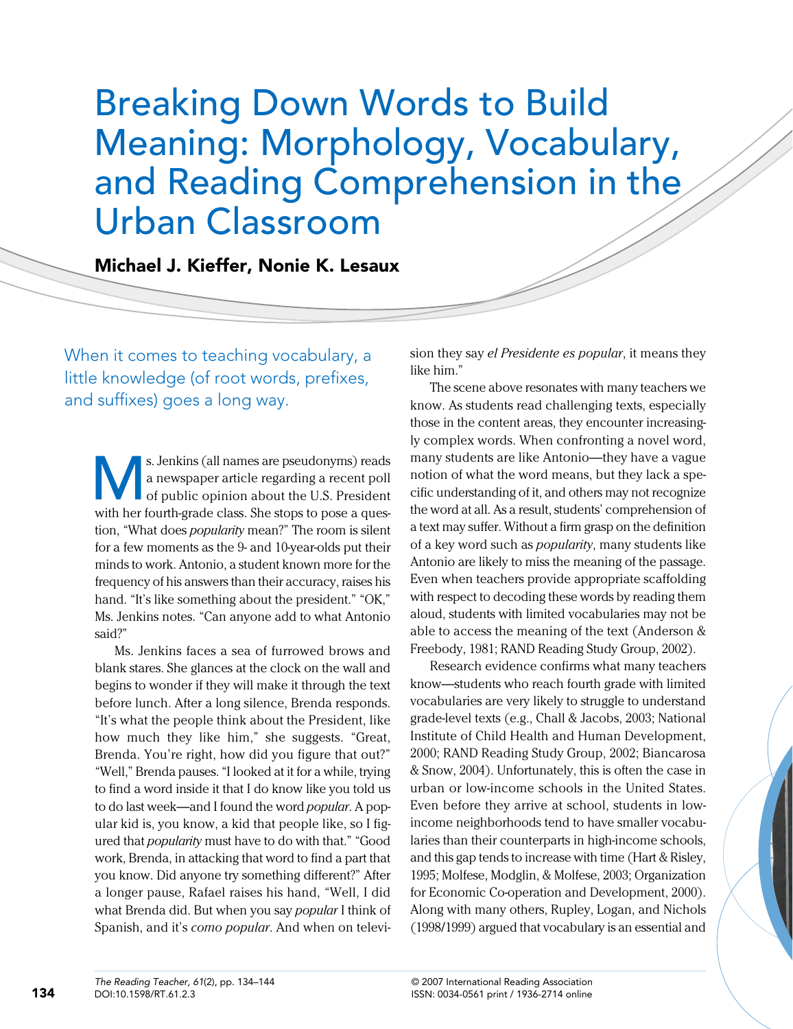# Breaking Down Words to Build Meaning: Morphology, Vocabulary, and Reading Comprehension in the Urban Classroom

**Michael J. Kieffer, Nonie K. Lesaux**

When it comes to teaching vocabulary, a little knowledge (of root words, prefixes, and suffixes) goes a long way.

Ms. Jenkins (all names are pseudonyms) reads a newspaper article regarding a recent poll of public opinion about the U.S. President with her fourth-grade class. She stops to pose a question, "What does *popularity* mean?" The room is silent for a few moments as the 9- and 10-year-olds put their minds to work. Antonio, a student known more for the frequency of his answers than their accuracy, raises his hand. "It's like something about the president." "OK," Ms. Jenkins notes. "Can anyone add to what Antonio said?"

Ms. Jenkins faces a sea of furrowed brows and blank stares. She glances at the clock on the wall and begins to wonder if they will make it through the text before lunch. After a long silence, Brenda responds. "It's what the people think about the President, like how much they like him," she suggests. "Great, Brenda. You're right, how did you figure that out?" "Well," Brenda pauses. "I looked at it for a while, trying to find a word inside it that I do know like you told us to do last week—and I found the word *popular*. A popular kid is, you know, a kid that people like, so I figured that *popularity* must have to do with that." "Good work, Brenda, in attacking that word to find a part that you know. Did anyone try something different?" After a longer pause, Rafael raises his hand, "Well, I did what Brenda did. But when you say *popular* I think of Spanish, and it's *como popular*. And when on television they say *el Presidente es popular*, it means they like him."

The scene above resonates with many teachers we know. As students read challenging texts, especially those in the content areas, they encounter increasingly complex words. When confronting a novel word, many students are like Antonio—they have a vague notion of what the word means, but they lack a specific understanding of it, and others may not recognize the word at all. As a result, students' comprehension of a text may suffer. Without a firm grasp on the definition of a key word such as *popularity*, many students like Antonio are likely to miss the meaning of the passage. Even when teachers provide appropriate scaffolding with respect to decoding these words by reading them aloud, students with limited vocabularies may not be able to access the meaning of the text (Anderson & Freebody, 1981; RAND Reading Study Group, 2002).

Research evidence confirms what many teachers know—students who reach fourth grade with limited vocabularies are very likely to struggle to understand grade-level texts (e.g., Chall & Jacobs, 2003; National Institute of Child Health and Human Development, 2000; RAND Reading Study Group, 2002; Biancarosa & Snow, 2004). Unfortunately, this is often the case in urban or low-income schools in the United States. Even before they arrive at school, students in low-income neighborhoods tend to have smaller vocabularies than their counterparts in high-income schools, and this gap tends to increase with time (Hart & Risley, 1995; Molfese, Modglin, & Molfese, 2003; Organization for Economic Co-operation and Development, 2000). Along with many others, Rupley, Logan, and Nichols (1998/1999) argued that vocabulary is an essential and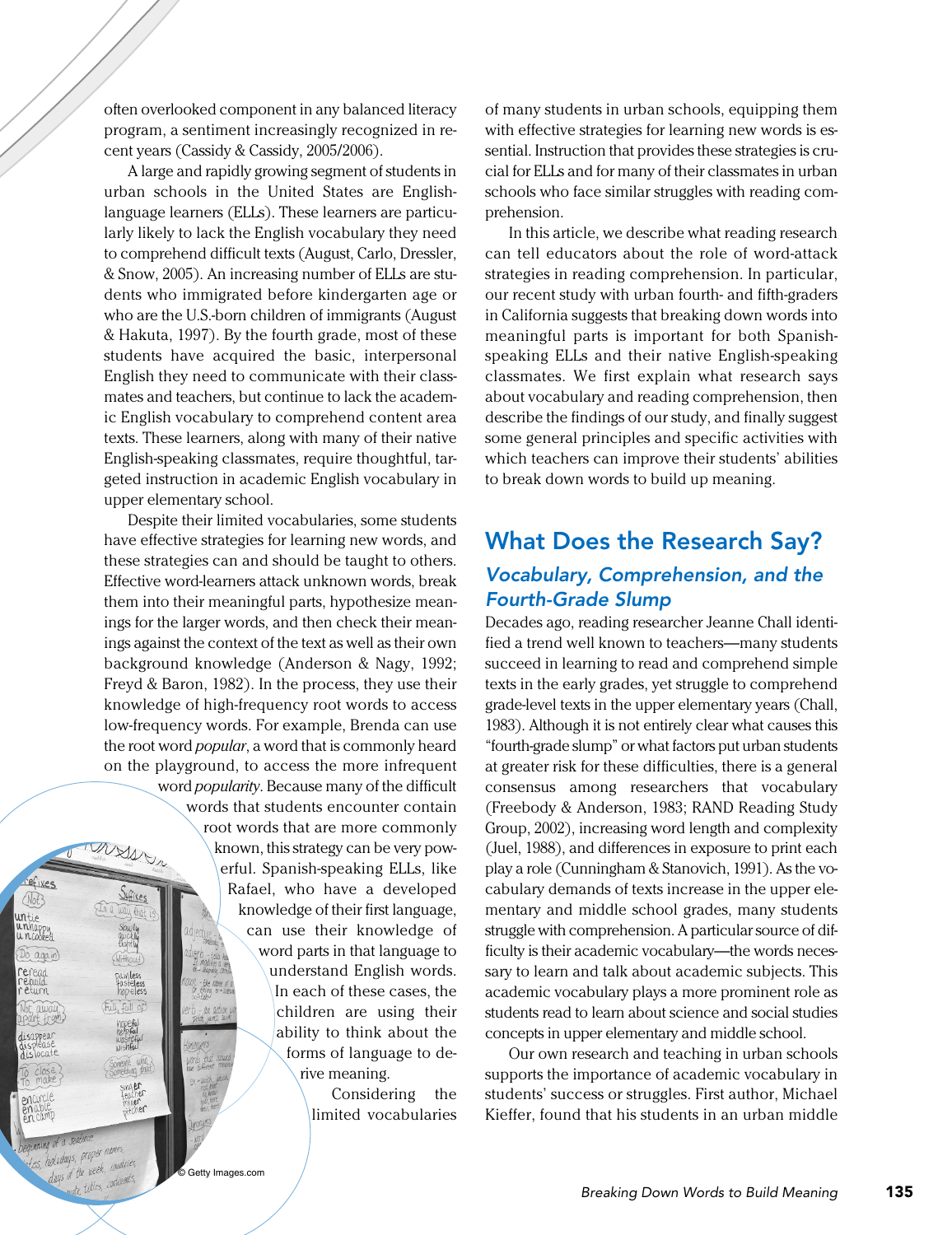often overlooked component in any balanced literacy program, a sentiment increasingly recognized in recent years (Cassidy & Cassidy, 2005/2006).

A large and rapidly growing segment of students in urban schools in the United States are English-language learners (ELLs). These learners are particularly likely to lack the English vocabulary they need to comprehend difficult texts (August, Carlo, Dressler, & Snow, 2005). An increasing number of ELLs are students who immigrated before kindergarten age or who are the U.S.-born children of immigrants (August & Hakuta, 1997). By the fourth grade, most of these students have acquired the basic, interpersonal English they need to communicate with their classmates and teachers, but continue to lack the academic English vocabulary to comprehend content area texts. These learners, along with many of their native English-speaking classmates, require thoughtful, targeted instruction in academic English vocabulary in upper elementary school.

Despite their limited vocabularies, some students have effective strategies for learning new words, and these strategies can and should be taught to others. Effective word-learners attack unknown words, break them into their meaningful parts, hypothesize meanings for the larger words, and then check their meanings against the context of the text as well as their own background knowledge (Anderson & Nagy, 1992; Freyd & Baron, 1982). In the process, they use their knowledge of high-frequency root words to access low-frequency words. For example, Brenda can use the root word *popular*, a word that is commonly heard on the playground, to access the more infrequent word *popularity*. Because many of the difficult words that students encounter contain root words that are more commonly known, this strategy can be very powerful. Spanish-speaking ELLs, like Rafael, who have a developed knowledge of their first language, can use their knowledge of word parts in that language to understand English words. In each of these cases, the children are using their ability to think about the forms of language to derive meaning.

Considering the limited vocabularies of many students in urban schools, equipping them with effective strategies for learning new words is essential. Instruction that provides these strategies is crucial for ELLs and for many of their classmates in urban schools who face similar struggles with reading comprehension.

In this article, we describe what reading research can tell educators about the role of word-attack strategies in reading comprehension. In particular, our recent study with urban fourth- and fifth-graders in California suggests that breaking down words into meaningful parts is important for both Spanish-speaking ELLs and their native English-speaking classmates. We first explain what research says about vocabulary and reading comprehension, then describe the findings of our study, and finally suggest some general principles and specific activities with which teachers can improve their students' abilities to break down words to build up meaning.

## What Does the Research Say?

### *Vocabulary, Comprehension, and the Fourth-Grade Slump*

Decades ago, reading researcher Jeanne Chall identified a trend well known to teachers—many students succeed in learning to read and comprehend simple texts in the early grades, yet struggle to comprehend grade-level texts in the upper elementary years (Chall, 1983). Although it is not entirely clear what causes this "fourth-grade slump" or what factors put urban students at greater risk for these difficulties, there is a general consensus among researchers that vocabulary (Freebody & Anderson, 1983; RAND Reading Study Group, 2002), increasing word length and complexity (Juel, 1988), and differences in exposure to print each play a role (Cunningham & Stanovich, 1991). As the vocabulary demands of texts increase in the upper elementary and middle school grades, many students struggle with comprehension. A particular source of difficulty is their academic vocabulary—the words necessary to learn and talk about academic subjects. This academic vocabulary plays a more prominent role as students read to learn about science and social studies concepts in upper elementary and middle school.

Our own research and teaching in urban schools supports the importance of academic vocabulary in students' success or struggles. First author, Michael Kieffer, found that his students in an urban middle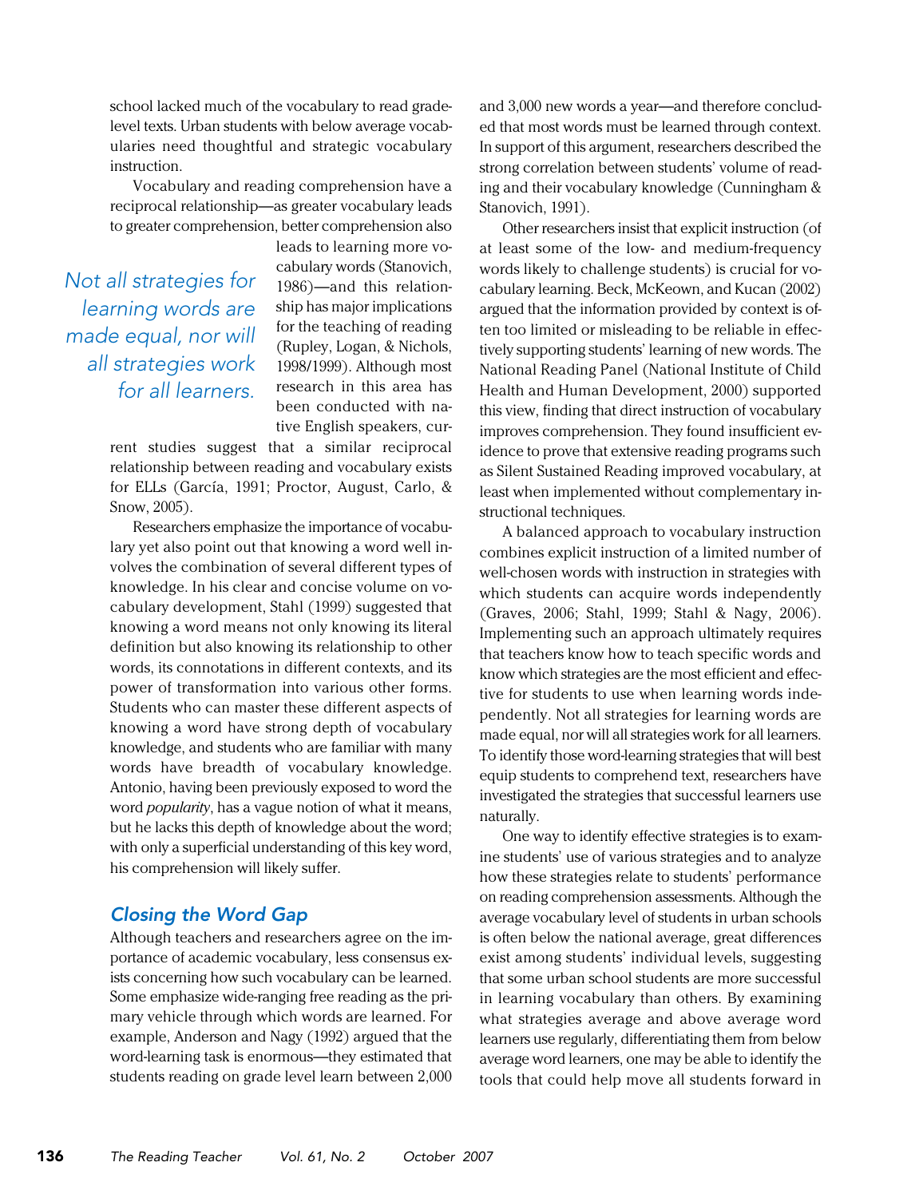school lacked much of the vocabulary to read grade-level texts. Urban students with below average vocabularies need thoughtful and strategic vocabulary instruction.

Vocabulary and reading comprehension have a reciprocal relationship—as greater vocabulary leads to greater comprehension, better comprehension also leads to learning more vocabulary words (Stanovich, 1986)—and this relationship has major implications for the teaching of reading (Rupley, Logan, & Nichols, 1998/1999). Although most research in this area has been conducted with native English speakers, current studies suggest that a similar reciprocal relationship between reading and vocabulary exists for ELLs (García, 1991; Proctor, August, Carlo, & Snow, 2005).

*Not all strategies for learning words are made equal, nor will all strategies work for all learners.*

Researchers emphasize the importance of vocabulary yet also point out that knowing a word well involves the combination of several different types of knowledge. In his clear and concise volume on vocabulary development, Stahl (1999) suggested that knowing a word means not only knowing its literal definition but also knowing its relationship to other words, its connotations in different contexts, and its power of transformation into various other forms. Students who can master these different aspects of knowing a word have strong depth of vocabulary knowledge, and students who are familiar with many words have breadth of vocabulary knowledge. Antonio, having been previously exposed to the word *popularity*, has a vague notion of what it means, but he lacks this depth of knowledge about the word; with only a superficial understanding of this key word, his comprehension will likely suffer.

## Closing the Word Gap

Although teachers and researchers agree on the importance of academic vocabulary, less consensus exists concerning how such vocabulary can be learned. Some emphasize wide-ranging free reading as the primary vehicle through which words are learned. For example, Anderson and Nagy (1992) argued that the word-learning task is enormous—they estimated that students reading on grade level learn between 2,000 and 3,000 new words a year—and therefore concluded that most words must be learned through context. In support of this argument, researchers described the strong correlation between students' volume of reading and their vocabulary knowledge (Cunningham & Stanovich, 1991).

Other researchers insist that explicit instruction (of at least some of the low- and medium-frequency words likely to challenge students) is crucial for vocabulary learning. Beck, McKeown, and Kucan (2002) argued that the information provided by context is often too limited or misleading to be reliable in effectively supporting students' learning of new words. The National Reading Panel (National Institute of Child Health and Human Development, 2000) supported this view, finding that direct instruction of vocabulary improves comprehension. They found insufficient evidence to prove that extensive reading programs such as Silent Sustained Reading improved vocabulary, at least when implemented without complementary instructional techniques.

A balanced approach to vocabulary instruction combines explicit instruction of a limited number of well-chosen words with instruction in strategies with which students can acquire words independently (Graves, 2006; Stahl, 1999; Stahl & Nagy, 2006). Implementing such an approach ultimately requires that teachers know how to teach specific words and know which strategies are the most efficient and effective for students to use when learning words independently. Not all strategies for learning words are made equal, nor will all strategies work for all learners. To identify those word-learning strategies that will best equip students to comprehend text, researchers have investigated the strategies that successful learners use naturally.

One way to identify effective strategies is to examine students' use of various strategies and to analyze how these strategies relate to students' performance on reading comprehension assessments. Although the average vocabulary level of students in urban schools is often below the national average, great differences exist among students' individual levels, suggesting that some urban school students are more successful in learning vocabulary than others. By examining what strategies average and above average word learners use regularly, differentiating them from below average word learners, one may be able to identify the tools that could help move all students forward in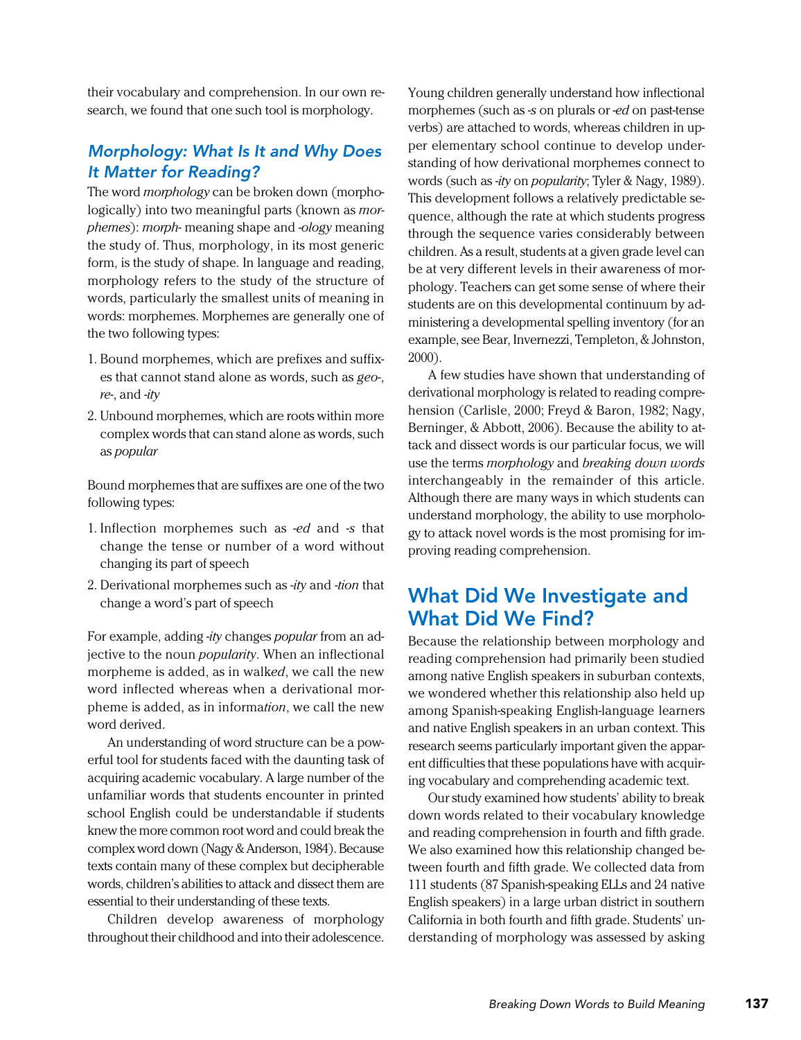their vocabulary and comprehension. In our own research, we found that one such tool is morphology.

### Morphology: What Is It and Why Does It Matter for Reading?

The word *morphology* can be broken down (morphologically) into two meaningful parts (known as *morphemes*): *morph-* meaning shape and *-ology* meaning the study of. Thus, morphology, in its most generic form, is the study of shape. In language and reading, morphology refers to the study of the structure of words, particularly the smallest units of meaning in words: morphemes. Morphemes are generally one of the two following types:

1. Bound morphemes, which are prefixes and suffixes that cannot stand alone as words, such as *geo-*, *re-*, and *-ity*
2. Unbound morphemes, which are roots within more complex words that can stand alone as words, such as *popular*

Bound morphemes that are suffixes are one of the two following types:

1. Inflection morphemes such as *-ed* and *-s* that change the tense or number of a word without changing its part of speech
2. Derivational morphemes such as *-ity* and *-tion* that change a word's part of speech

For example, adding *-ity* changes *popular* from an adjective to the noun *popularity*. When an inflectional morpheme is added, as in walk*ed*, we call the new word inflected whereas when a derivational morpheme is added, as in informa*tion*, we call the new word derived.

An understanding of word structure can be a powerful tool for students faced with the daunting task of acquiring academic vocabulary. A large number of the unfamiliar words that students encounter in printed school English could be understandable if students knew the more common root word and could break the complex word down (Nagy & Anderson, 1984). Because texts contain many of these complex but decipherable words, children's abilities to attack and dissect them are essential to their understanding of these texts.

Children develop awareness of morphology throughout their childhood and into their adolescence. Young children generally understand how inflectional morphemes (such as *-s* on plurals or *-ed* on past-tense verbs) are attached to words, whereas children in upper elementary school continue to develop understanding of how derivational morphemes connect to words (such as *-ity* on *popularity*; Tyler & Nagy, 1989). This development follows a relatively predictable sequence, although the rate at which students progress through the sequence varies considerably between children. As a result, students at a given grade level can be at very different levels in their awareness of morphology. Teachers can get some sense of where their students are on this developmental continuum by administering a developmental spelling inventory (for an example, see Bear, Invernezzi, Templeton, & Johnston, 2000).

A few studies have shown that understanding of derivational morphology is related to reading comprehension (Carlisle, 2000; Freyd & Baron, 1982; Nagy, Berninger, & Abbott, 2006). Because the ability to attack and dissect words is our particular focus, we will use the terms *morphology* and *breaking down words* interchangeably in the remainder of this article. Although there are many ways in which students can understand morphology, the ability to use morphology to attack novel words is the most promising for improving reading comprehension.

## What Did We Investigate and What Did We Find?

Because the relationship between morphology and reading comprehension had primarily been studied among native English speakers in suburban contexts, we wondered whether this relationship also held up among Spanish-speaking English-language learners and native English speakers in an urban context. This research seems particularly important given the apparent difficulties that these populations have with acquiring vocabulary and comprehending academic text.

Our study examined how students' ability to break down words related to their vocabulary knowledge and reading comprehension in fourth and fifth grade. We also examined how this relationship changed between fourth and fifth grade. We collected data from 111 students (87 Spanish-speaking ELLs and 24 native English speakers) in a large urban district in southern California in both fourth and fifth grade. Students' understanding of morphology was assessed by asking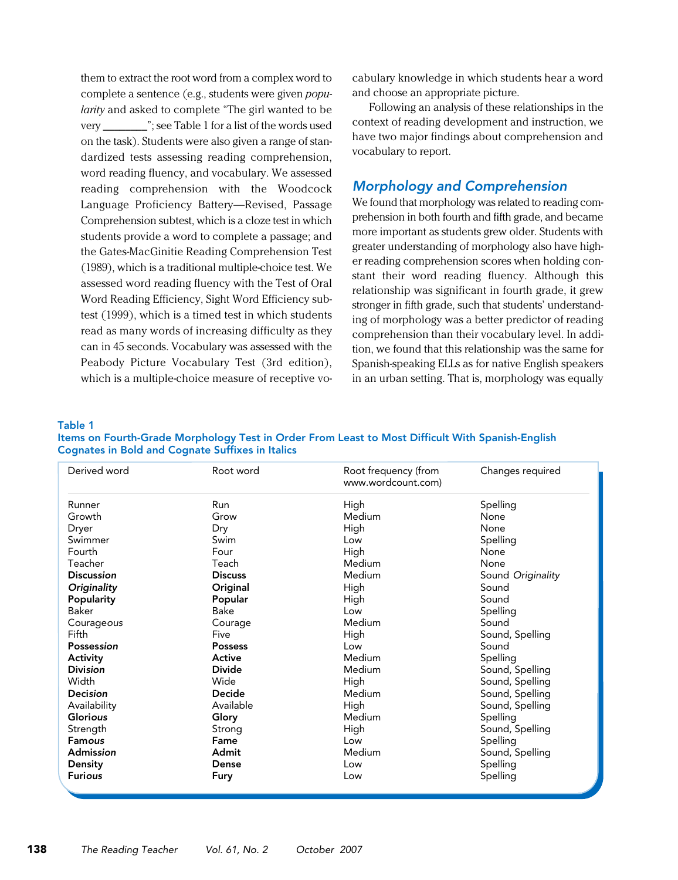them to extract the root word from a complex word to complete a sentence (e.g., students were given *popularity* and asked to complete "The girl wanted to be very ________"; see Table 1 for a list of the words used on the task). Students were also given a range of standardized tests assessing reading comprehension, word reading fluency, and vocabulary. We assessed reading comprehension with the Woodcock Language Proficiency Battery—Revised, Passage Comprehension subtest, which is a cloze test in which students provide a word to complete a passage; and the Gates-MacGinitie Reading Comprehension Test (1989), which is a traditional multiple-choice test. We assessed word reading fluency with the Test of Oral Word Reading Efficiency, Sight Word Efficiency subtest (1999), which is a timed test in which students read as many words of increasing difficulty as they can in 45 seconds. Vocabulary was assessed with the Peabody Picture Vocabulary Test (3rd edition), which is a multiple-choice measure of receptive vocabulary knowledge in which students hear a word and choose an appropriate picture.

Following an analysis of these relationships in the context of reading development and instruction, we have two major findings about comprehension and vocabulary to report.

## Morphology and Comprehension

We found that morphology was related to reading comprehension in both fourth and fifth grade, and became more important as students grew older. Students with greater understanding of morphology also have higher reading comprehension scores when holding constant their word reading fluency. Although this relationship was significant in fourth grade, it grew stronger in fifth grade, such that students' understanding of morphology was a better predictor of reading comprehension than their vocabulary level. In addition, we found that this relationship was the same for Spanish-speaking ELLs as for native English speakers in an urban setting. That is, morphology was equally

**Table 1**
**Items on Fourth-Grade Morphology Test in Order From Least to Most Difficult With Spanish-English Cognates in Bold and Cognate Suffixes in Italics**

| Derived word | Root word | Root frequency (from www.wordcount.com) | Changes required |
|---|---|---|---|
| Runner | Run | High | Spelling |
| Growth | Grow | Medium | None |
| Dryer | Dry | High | None |
| Swimmer | Swim | Low | Spelling |
| Fourth | Four | High | None |
| Teacher | Teach | Medium | None |
| **Discuss*ion*** | **Discuss** | Medium | Sound *Originality* |
| ***Originality*** | **Original** | High | Sound |
| **Popularity** | **Popular** | High | Sound |
| Baker | Bake | Low | Spelling |
| Courage*ous* | Courage | Medium | Sound |
| Fifth | Five | High | Sound, Spelling |
| **Possession** | **Possess** | Low | Sound |
| **Activity** | **Active** | Medium | Spelling |
| **Divis*ion*** | **Divide** | Medium | Sound, Spelling |
| Width | Wide | High | Sound, Spelling |
| **Decis*ion*** | **Decide** | Medium | Sound, Spelling |
| Availability | Available | High | Sound, Spelling |
| **Glori*ous*** | **Glory** | Medium | Spelling |
| Strength | Strong | High | Sound, Spelling |
| **Fam*ous*** | **Fame** | Low | Spelling |
| **Admission** | **Admit** | Medium | Sound, Spelling |
| **Density** | **Dense** | Low | Spelling |
| **Furi*ous*** | **Fury** | Low | Spelling |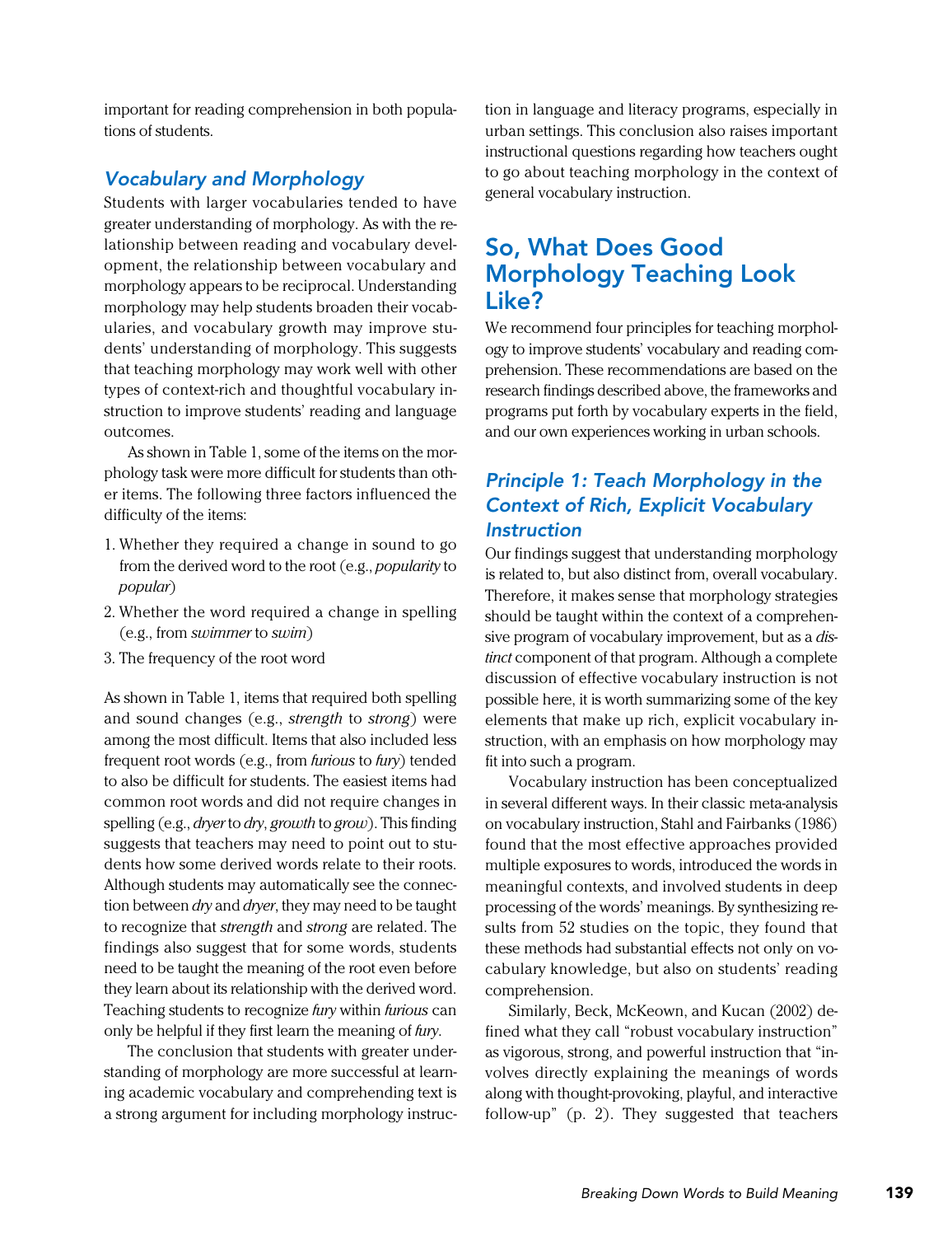important for reading comprehension in both populations of students.

### *Vocabulary and Morphology*

Students with larger vocabularies tended to have greater understanding of morphology. As with the relationship between reading and vocabulary development, the relationship between vocabulary and morphology appears to be reciprocal. Understanding morphology may help students broaden their vocabularies, and vocabulary growth may improve students' understanding of morphology. This suggests that teaching morphology may work well with other types of context-rich and thoughtful vocabulary instruction to improve students' reading and language outcomes.

As shown in Table 1, some of the items on the morphology task were more difficult for students than other items. The following three factors influenced the difficulty of the items:

1. Whether they required a change in sound to go from the derived word to the root (e.g., *popularity* to *popular*)
2. Whether the word required a change in spelling (e.g., from *swimmer* to *swim*)
3. The frequency of the root word

As shown in Table 1, items that required both spelling and sound changes (e.g., *strength* to *strong*) were among the most difficult. Items that also included less frequent root words (e.g., from *furious* to *fury*) tended to also be difficult for students. The easiest items had common root words and did not require changes in spelling (e.g., *dryer* to *dry*, *growth* to *grow*). This finding suggests that teachers may need to point out to students how some derived words relate to their roots. Although students may automatically see the connection between *dry* and *dryer*, they may need to be taught to recognize that *strength* and *strong* are related. The findings also suggest that for some words, students need to be taught the meaning of the root even before they learn about its relationship with the derived word. Teaching students to recognize *fury* within *furious* can only be helpful if they first learn the meaning of *fury*.

The conclusion that students with greater understanding of morphology are more successful at learning academic vocabulary and comprehending text is a strong argument for including morphology instruction in language and literacy programs, especially in urban settings. This conclusion also raises important instructional questions regarding how teachers ought to go about teaching morphology in the context of general vocabulary instruction.

## So, What Does Good Morphology Teaching Look Like?

We recommend four principles for teaching morphology to improve students' vocabulary and reading comprehension. These recommendations are based on the research findings described above, the frameworks and programs put forth by vocabulary experts in the field, and our own experiences working in urban schools.

### *Principle 1: Teach Morphology in the Context of Rich, Explicit Vocabulary Instruction*

Our findings suggest that understanding morphology is related to, but also distinct from, overall vocabulary. Therefore, it makes sense that morphology strategies should be taught within the context of a comprehensive program of vocabulary improvement, but as a *distinct* component of that program. Although a complete discussion of effective vocabulary instruction is not possible here, it is worth summarizing some of the key elements that make up rich, explicit vocabulary instruction, with an emphasis on how morphology may fit into such a program.

Vocabulary instruction has been conceptualized in several different ways. In their classic meta-analysis on vocabulary instruction, Stahl and Fairbanks (1986) found that the most effective approaches provided multiple exposures to words, introduced the words in meaningful contexts, and involved students in deep processing of the words' meanings. By synthesizing results from 52 studies on the topic, they found that these methods had substantial effects not only on vocabulary knowledge, but also on students' reading comprehension.

Similarly, Beck, McKeown, and Kucan (2002) defined what they call "robust vocabulary instruction" as vigorous, strong, and powerful instruction that "involves directly explaining the meanings of words along with thought-provoking, playful, and interactive follow-up" (p. 2). They suggested that teachers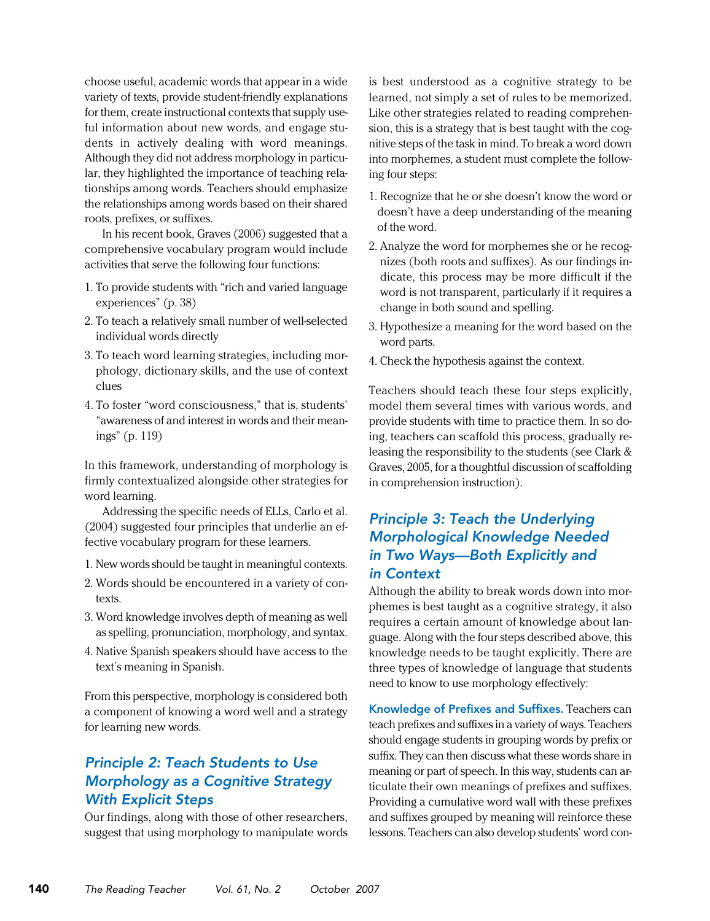choose useful, academic words that appear in a wide variety of texts, provide student-friendly explanations for them, create instructional contexts that supply useful information about new words, and engage students in actively dealing with word meanings. Although they did not address morphology in particular, they highlighted the importance of teaching relationships among words. Teachers should emphasize the relationships among words based on their shared roots, prefixes, or suffixes.

In his recent book, Graves (2006) suggested that a comprehensive vocabulary program would include activities that serve the following four functions:

1. To provide students with "rich and varied language experiences" (p. 38)
2. To teach a relatively small number of well-selected individual words directly
3. To teach word learning strategies, including morphology, dictionary skills, and the use of context clues
4. To foster "word consciousness," that is, students' "awareness of and interest in words and their meanings" (p. 119)

In this framework, understanding of morphology is firmly contextualized alongside other strategies for word learning.

Addressing the specific needs of ELLs, Carlo et al. (2004) suggested four principles that underlie an effective vocabulary program for these learners.

1. New words should be taught in meaningful contexts.
2. Words should be encountered in a variety of contexts.
3. Word knowledge involves depth of meaning as well as spelling, pronunciation, morphology, and syntax.
4. Native Spanish speakers should have access to the text's meaning in Spanish.

From this perspective, morphology is considered both a component of knowing a word well and a strategy for learning new words.

## *Principle 2: Teach Students to Use Morphology as a Cognitive Strategy With Explicit Steps*

Our findings, along with those of other researchers, suggest that using morphology to manipulate words is best understood as a cognitive strategy to be learned, not simply a set of rules to be memorized. Like other strategies related to reading comprehension, this is a strategy that is best taught with the cognitive steps of the task in mind. To break a word down into morphemes, a student must complete the following four steps:

1. Recognize that he or she doesn't know the word or doesn't have a deep understanding of the meaning of the word.
2. Analyze the word for morphemes she or he recognizes (both roots and suffixes). As our findings indicate, this process may be more difficult if the word is not transparent, particularly if it requires a change in both sound and spelling.
3. Hypothesize a meaning for the word based on the word parts.
4. Check the hypothesis against the context.

Teachers should teach these four steps explicitly, model them several times with various words, and provide students with time to practice them. In so doing, teachers can scaffold this process, gradually releasing the responsibility to the students (see Clark & Graves, 2005, for a thoughtful discussion of scaffolding in comprehension instruction).

## *Principle 3: Teach the Underlying Morphological Knowledge Needed in Two Ways—Both Explicitly and in Context*

Although the ability to break words down into morphemes is best taught as a cognitive strategy, it also requires a certain amount of knowledge about language. Along with the four steps described above, this knowledge needs to be taught explicitly. There are three types of knowledge of language that students need to know to use morphology effectively:

**Knowledge of Prefixes and Suffixes.** Teachers can teach prefixes and suffixes in a variety of ways. Teachers should engage students in grouping words by prefix or suffix. They can then discuss what these words share in meaning or part of speech. In this way, students can articulate their own meanings of prefixes and suffixes. Providing a cumulative word wall with these prefixes and suffixes grouped by meaning will reinforce these lessons. Teachers can also develop students' word con-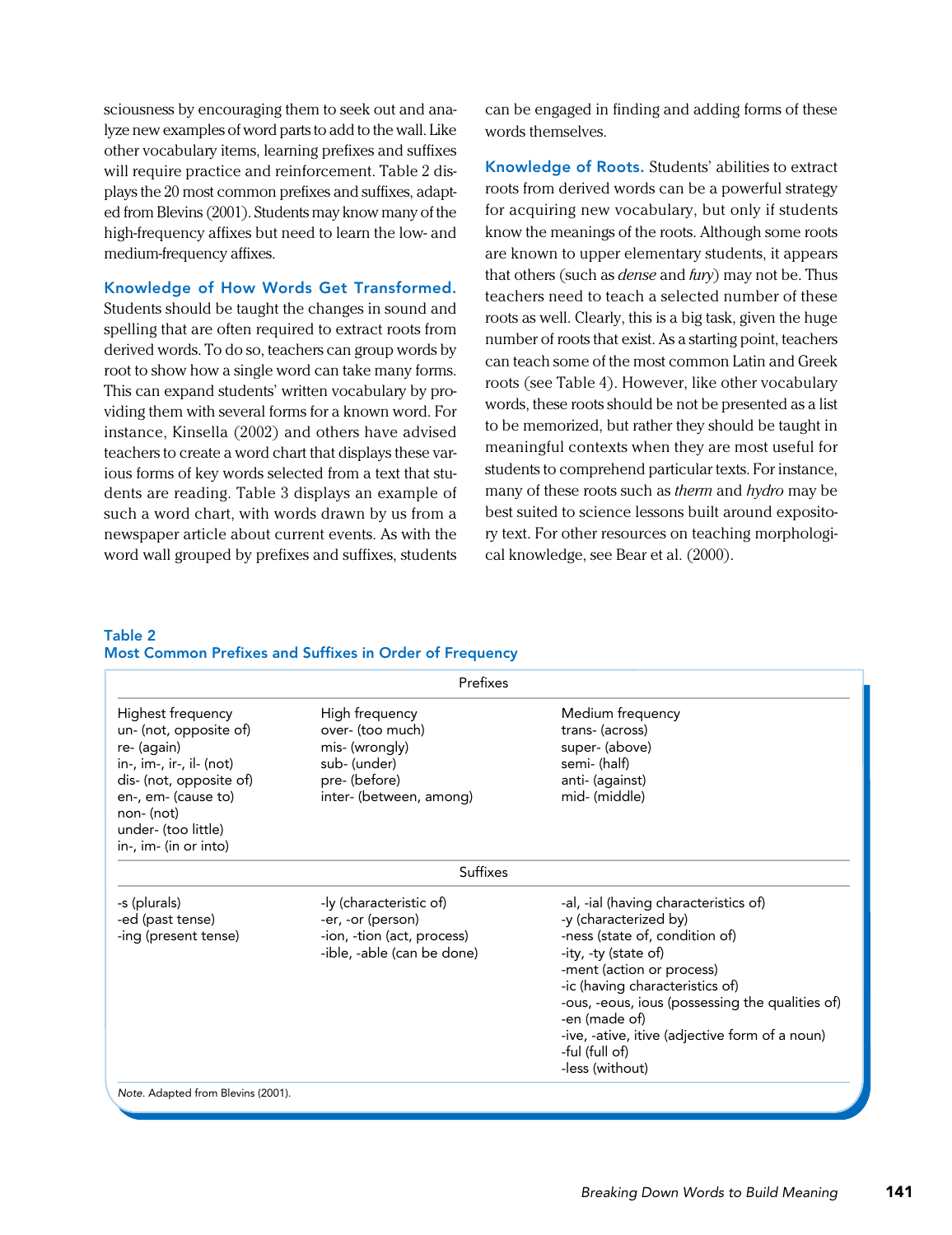sciousness by encouraging them to seek out and analyze new examples of word parts to add to the wall. Like other vocabulary items, learning prefixes and suffixes will require practice and reinforcement. Table 2 displays the 20 most common prefixes and suffixes, adapted from Blevins (2001). Students may know many of the high-frequency affixes but need to learn the low- and medium-frequency affixes.

### Knowledge of How Words Get Transformed.

Students should be taught the changes in sound and spelling that are often required to extract roots from derived words. To do so, teachers can group words by root to show how a single word can take many forms. This can expand students' written vocabulary by providing them with several forms for a known word. For instance, Kinsella (2002) and others have advised teachers to create a word chart that displays these various forms of key words selected from a text that students are reading. Table 3 displays an example of such a word chart, with words drawn by us from a newspaper article about current events. As with the word wall grouped by prefixes and suffixes, students can be engaged in finding and adding forms of these words themselves.

### Knowledge of Roots.

Students' abilities to extract roots from derived words can be a powerful strategy for acquiring new vocabulary, but only if students know the meanings of the roots. Although some roots are known to upper elementary students, it appears that others (such as *dense* and *fury*) may not be. Thus teachers need to teach a selected number of these roots as well. Clearly, this is a big task, given the huge number of roots that exist. As a starting point, teachers can teach some of the most common Latin and Greek roots (see Table 4). However, like other vocabulary words, these roots should be not be presented as a list to be memorized, but rather they should be taught in meaningful contexts when they are most useful for students to comprehend particular texts. For instance, many of these roots such as *therm* and *hydro* may be best suited to science lessons built around expository text. For other resources on teaching morphological knowledge, see Bear et al. (2000).

**Table 2**
**Most Common Prefixes and Suffixes in Order of Frequency**

| | Prefixes | |
|---|---|---|
| Highest frequency<br>un- (not, opposite of)<br>re- (again)<br>in-, im-, ir-, il- (not)<br>dis- (not, opposite of)<br>en-, em- (cause to)<br>non- (not)<br>under- (too little)<br>in-, im- (in or into) | High frequency<br>over- (too much)<br>mis- (wrongly)<br>sub- (under)<br>pre- (before)<br>inter- (between, among) | Medium frequency<br>trans- (across)<br>super- (above)<br>semi- (half)<br>anti- (against)<br>mid- (middle) |
| | **Suffixes** | |
| -s (plurals)<br>-ed (past tense)<br>-ing (present tense) | -ly (characteristic of)<br>-er, -or (person)<br>-ion, -tion (act, process)<br>-ible, -able (can be done) | -al, -ial (having characteristics of)<br>-y (characterized by)<br>-ness (state of, condition of)<br>-ity, -ty (state of)<br>-ment (action or process)<br>-ic (having characteristics of)<br>-ous, -eous, ious (possessing the qualities of)<br>-en (made of)<br>-ive, -ative, itive (adjective form of a noun)<br>-ful (full of)<br>-less (without) |

*Note.* Adapted from Blevins (2001).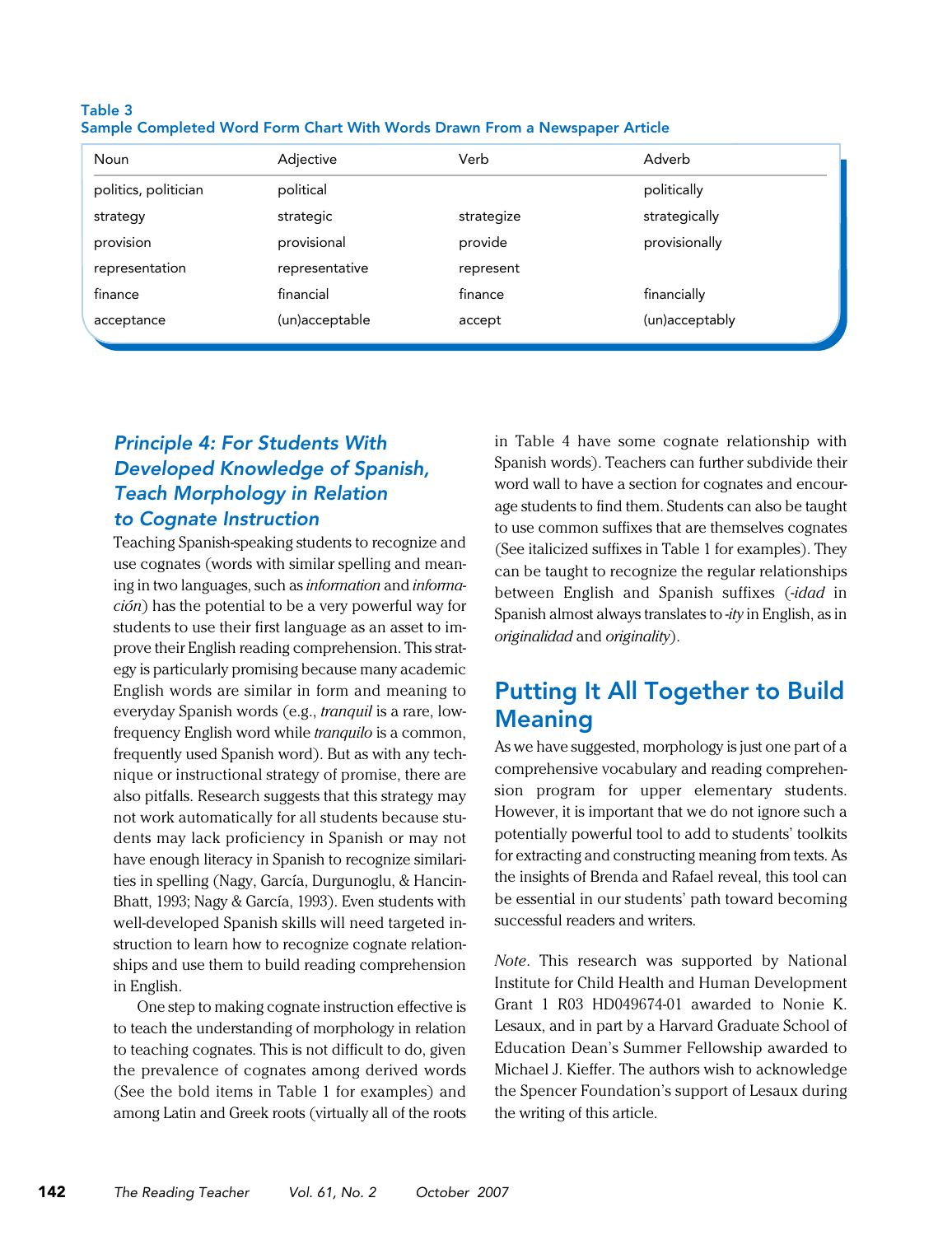**Table 3**
**Sample Completed Word Form Chart With Words Drawn From a Newspaper Article**

| Noun | Adjective | Verb | Adverb |
|---|---|---|---|
| politics, politician | political | | politically |
| strategy | strategic | strategize | strategically |
| provision | provisional | provide | provisionally |
| representation | representative | represent | |
| finance | financial | finance | financially |
| acceptance | (un)acceptable | accept | (un)acceptably |

### *Principle 4: For Students With Developed Knowledge of Spanish, Teach Morphology in Relation to Cognate Instruction*

Teaching Spanish-speaking students to recognize and use cognates (words with similar spelling and meaning in two languages, such as *information* and *información*) has the potential to be a very powerful way for students to use their first language as an asset to improve their English reading comprehension. This strategy is particularly promising because many academic English words are similar in form and meaning to everyday Spanish words (e.g., *tranquil* is a rare, low-frequency English word while *tranquilo* is a common, frequently used Spanish word). But as with any technique or instructional strategy of promise, there are also pitfalls. Research suggests that this strategy may not work automatically for all students because students may lack proficiency in Spanish or may not have enough literacy in Spanish to recognize similarities in spelling (Nagy, García, Durgunoglu, & Hancin-Bhatt, 1993; Nagy & García, 1993). Even students with well-developed Spanish skills will need targeted instruction to learn how to recognize cognate relationships and use them to build reading comprehension in English.

One step to making cognate instruction effective is to teach the understanding of morphology in relation to teaching cognates. This is not difficult to do, given the prevalence of cognates among derived words (See the bold items in Table 1 for examples) and among Latin and Greek roots (virtually all of the roots in Table 4 have some cognate relationship with Spanish words). Teachers can further subdivide their word wall to have a section for cognates and encourage students to find them. Students can also be taught to use common suffixes that are themselves cognates (See italicized suffixes in Table 1 for examples). They can be taught to recognize the regular relationships between English and Spanish suffixes (*-idad* in Spanish almost always translates to *-ity* in English, as in *originalidad* and *originality*).

## Putting It All Together to Build Meaning

As we have suggested, morphology is just one part of a comprehensive vocabulary and reading comprehension program for upper elementary students. However, it is important that we do not ignore such a potentially powerful tool to add to students' toolkits for extracting and constructing meaning from texts. As the insights of Brenda and Rafael reveal, this tool can be essential in our students' path toward becoming successful readers and writers.

*Note*. This research was supported by National Institute for Child Health and Human Development Grant 1 R03 HD049674-01 awarded to Nonie K. Lesaux, and in part by a Harvard Graduate School of Education Dean's Summer Fellowship awarded to Michael J. Kieffer. The authors wish to acknowledge the Spencer Foundation's support of Lesaux during the writing of this article.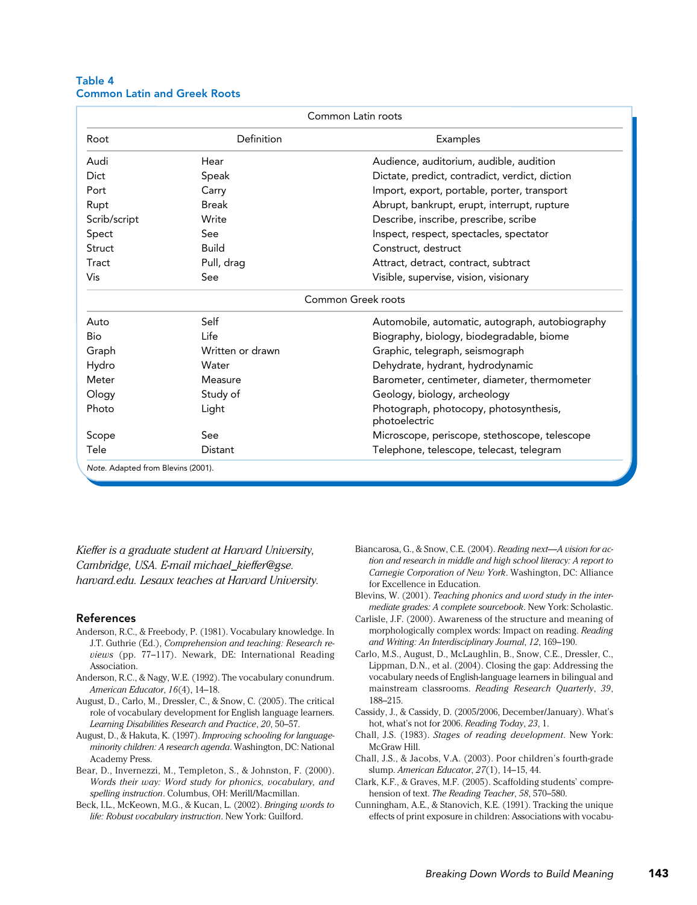**Table 4**
**Common Latin and Greek Roots**

| Common Latin roots | | |
|---|---|---|
| Root | Definition | Examples |
| Audi | Hear | Audience, auditorium, audible, audition |
| Dict | Speak | Dictate, predict, contradict, verdict, diction |
| Port | Carry | Import, export, portable, porter, transport |
| Rupt | Break | Abrupt, bankrupt, erupt, interrupt, rupture |
| Scrib/script | Write | Describe, inscribe, prescribe, scribe |
| Spect | See | Inspect, respect, spectacles, spectator |
| Struct | Build | Construct, destruct |
| Tract | Pull, drag | Attract, detract, contract, subtract |
| Vis | See | Visible, supervise, vision, visionary |
| **Common Greek roots** | | |
| Auto | Self | Automobile, automatic, autograph, autobiography |
| Bio | Life | Biography, biology, biodegradable, biome |
| Graph | Written or drawn | Graphic, telegraph, seismograph |
| Hydro | Water | Dehydrate, hydrant, hydrodynamic |
| Meter | Measure | Barometer, centimeter, diameter, thermometer |
| Ology | Study of | Geology, biology, archeology |
| Photo | Light | Photograph, photocopy, photosynthesis, photoelectric |
| Scope | See | Microscope, periscope, stethoscope, telescope |
| Tele | Distant | Telephone, telescope, telecast, telegram |

*Note.* Adapted from Blevins (2001).

*Kieffer is a graduate student at Harvard University, Cambridge, USA. E-mail michael_kieffer@gse.harvard.edu. Lesaux teaches at Harvard University.*

## References

Anderson, R.C., & Freebody, P. (1981). Vocabulary knowledge. In J.T. Guthrie (Ed.), *Comprehension and teaching: Research reviews* (pp. 77–117). Newark, DE: International Reading Association.

Anderson, R.C., & Nagy, W.E. (1992). The vocabulary conundrum. *American Educator*, *16*(4), 14–18.

August, D., Carlo, M., Dressler, C., & Snow, C. (2005). The critical role of vocabulary development for English language learners. *Learning Disabilities Research and Practice*, *20*, 50–57.

August, D., & Hakuta, K. (1997). *Improving schooling for language-minority children: A research agenda*. Washington, DC: National Academy Press.

Bear, D., Invernezzi, M., Templeton, S., & Johnston, F. (2000). *Words their way: Word study for phonics, vocabulary, and spelling instruction*. Columbus, OH: Merill/Macmillan.

Beck, I.L., McKeown, M.G., & Kucan, L. (2002). *Bringing words to life: Robust vocabulary instruction*. New York: Guilford.

Biancarosa, G., & Snow, C.E. (2004). *Reading next—A vision for action and research in middle and high school literacy: A report to Carnegie Corporation of New York*. Washington, DC: Alliance for Excellence in Education.

Blevins, W. (2001). *Teaching phonics and word study in the intermediate grades: A complete sourcebook*. New York: Scholastic.

Carlisle, J.F. (2000). Awareness of the structure and meaning of morphologically complex words: Impact on reading. *Reading and Writing: An Interdisciplinary Journal*, *12*, 169–190.

Carlo, M.S., August, D., McLaughlin, B., Snow, C.E., Dressler, C., Lippman, D.N., et al. (2004). Closing the gap: Addressing the vocabulary needs of English-language learners in bilingual and mainstream classrooms. *Reading Research Quarterly*, *39*, 188–215.

Cassidy, J., & Cassidy, D. (2005/2006, December/January). What's hot, what's not for 2006. *Reading Today*, *23*, 1.

Chall, J.S. (1983). *Stages of reading development*. New York: McGraw Hill.

Chall, J.S., & Jacobs, V.A. (2003). Poor children's fourth-grade slump. *American Educator*, *27*(1), 14–15, 44.

Clark, K.F., & Graves, M.F. (2005). Scaffolding students' comprehension of text. *The Reading Teacher*, *58*, 570–580.

Cunningham, A.E., & Stanovich, K.E. (1991). Tracking the unique effects of print exposure in children: Associations with vocabu-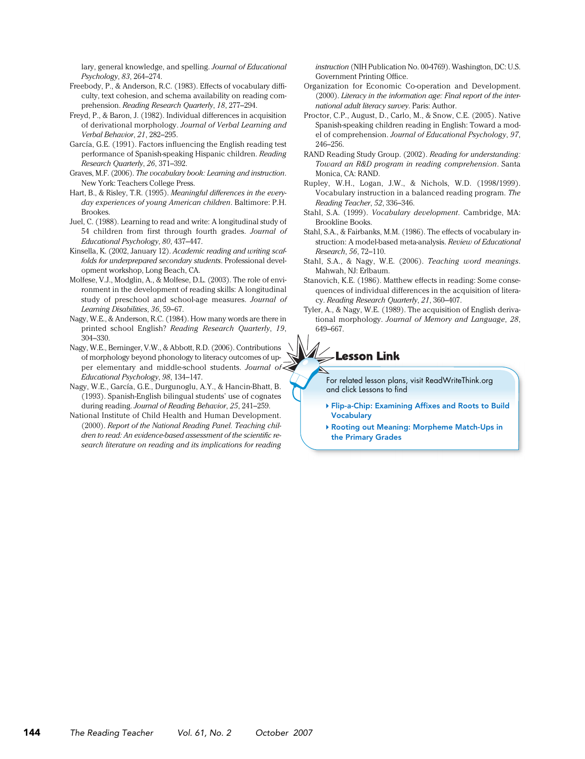lary, general knowledge, and spelling. *Journal of Educational Psychology*, *83*, 264–274.

Freebody, P., & Anderson, R.C. (1983). Effects of vocabulary difficulty, text cohesion, and schema availability on reading comprehension. *Reading Research Quarterly*, *18*, 277–294.

Freyd, P., & Baron, J. (1982). Individual differences in acquisition of derivational morphology. *Journal of Verbal Learning and Verbal Behavior*, *21*, 282–295.

García, G.E. (1991). Factors influencing the English reading test performance of Spanish-speaking Hispanic children. *Reading Research Quarterly*, *26*, 371–392.

Graves, M.F. (2006). *The vocabulary book: Learning and instruction*. New York: Teachers College Press.

Hart, B., & Risley, T.R. (1995). *Meaningful differences in the everyday experiences of young American children*. Baltimore: P.H. Brookes.

Juel, C. (1988). Learning to read and write: A longitudinal study of 54 children from first through fourth grades. *Journal of Educational Psychology*, *80*, 437–447.

Kinsella, K. (2002, January 12). *Academic reading and writing scaffolds for underprepared secondary students*. Professional development workshop, Long Beach, CA.

Molfese, V.J., Modglin, A., & Molfese, D.L. (2003). The role of environment in the development of reading skills: A longitudinal study of preschool and school-age measures. *Journal of Learning Disabilities*, *36*, 59–67.

Nagy, W.E., & Anderson, R.C. (1984). How many words are there in printed school English? *Reading Research Quarterly*, *19*, 304–330.

Nagy, W.E., Berninger, V.W., & Abbott, R.D. (2006). Contributions of morphology beyond phonology to literacy outcomes of upper elementary and middle-school students. *Journal of Educational Psychology*, *98*, 134–147.

Nagy, W.E., García, G.E., Durgunoglu, A.Y., & Hancin-Bhatt, B. (1993). Spanish-English bilingual students' use of cognates during reading. *Journal of Reading Behavior*, *25*, 241–259.

National Institute of Child Health and Human Development. (2000). *Report of the National Reading Panel. Teaching children to read: An evidence-based assessment of the scientific research literature on reading and its implications for reading instruction* (NIH Publication No. 00-4769). Washington, DC: U.S. Government Printing Office.

Organization for Economic Co-operation and Development. (2000). *Literacy in the information age: Final report of the international adult literacy survey*. Paris: Author.

Proctor, C.P., August, D., Carlo, M., & Snow, C.E. (2005). Native Spanish-speaking children reading in English: Toward a model of comprehension. *Journal of Educational Psychology*, *97*, 246–256.

RAND Reading Study Group. (2002). *Reading for understanding: Toward an R&D program in reading comprehension*. Santa Monica, CA: RAND.

Rupley, W.H., Logan, J.W., & Nichols, W.D. (1998/1999). Vocabulary instruction in a balanced reading program. *The Reading Teacher*, *52*, 336–346.

Stahl, S.A. (1999). *Vocabulary development*. Cambridge, MA: Brookline Books.

Stahl, S.A., & Fairbanks, M.M. (1986). The effects of vocabulary instruction: A model-based meta-analysis. *Review of Educational Research*, *56*, 72–110.

Stahl, S.A., & Nagy, W.E. (2006). *Teaching word meanings*. Mahwah, NJ: Erlbaum.

Stanovich, K.E. (1986). Matthew effects in reading: Some consequences of individual differences in the acquisition of literacy. *Reading Research Quarterly*, *21*, 360–407.

Tyler, A., & Nagy, W.E. (1989). The acquisition of English derivational morphology. *Journal of Memory and Language*, *28*, 649–667.

## Lesson Link

For related lesson plans, visit ReadWriteThink.org and click Lessons to find

- **Flip-a-Chip: Examining Affixes and Roots to Build Vocabulary**
- **Rooting out Meaning: Morpheme Match-Ups in the Primary Grades**